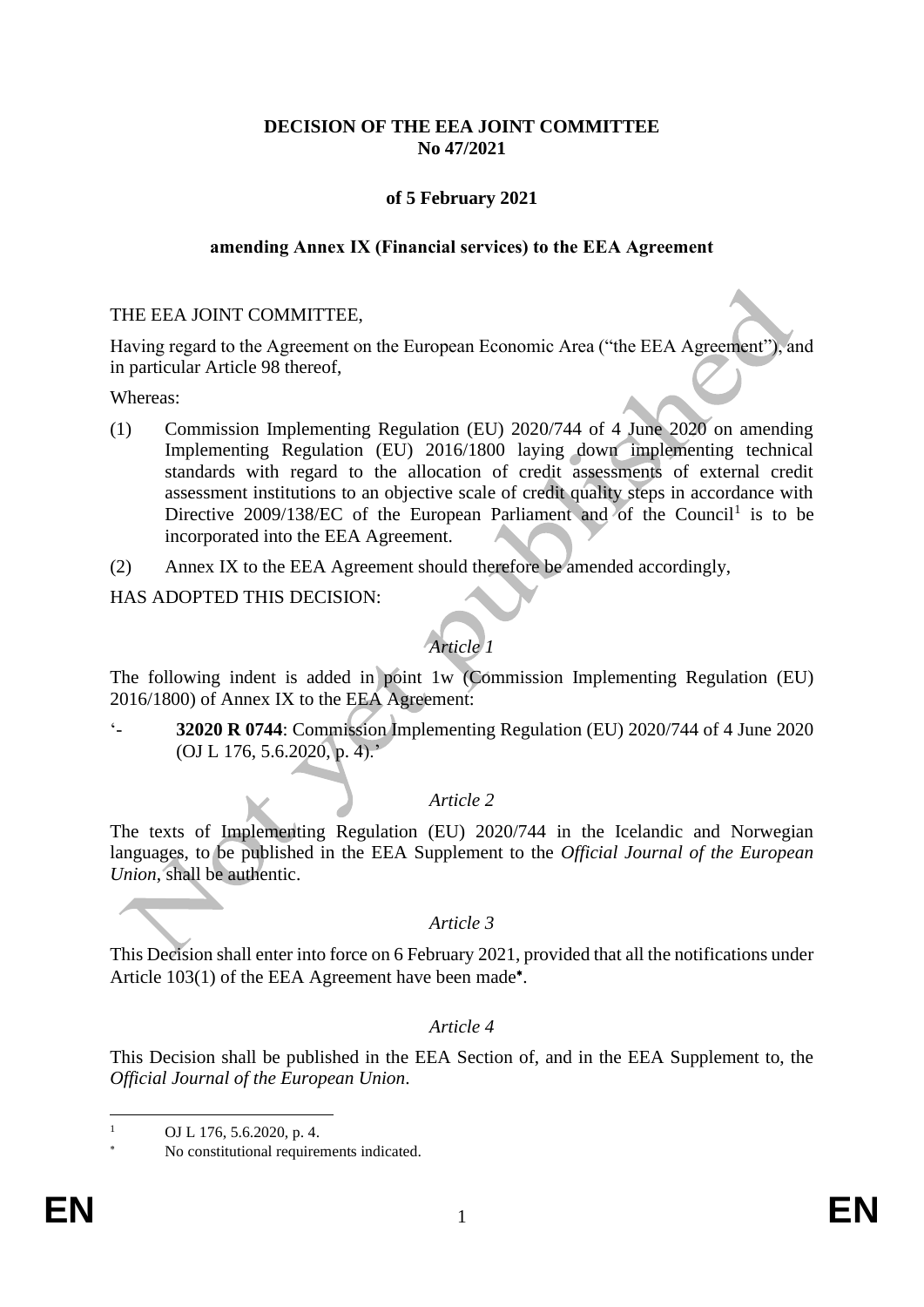**DECISION OF THE EEA JOINT COMMITTEE**
**No 47/2021**

**of 5 February 2021**

**amending Annex IX (Financial services) to the EEA Agreement**

THE EEA JOINT COMMITTEE,

Having regard to the Agreement on the European Economic Area ("the EEA Agreement"), and in particular Article 98 thereof,

Whereas:

(1) Commission Implementing Regulation (EU) 2020/744 of 4 June 2020 on amending Implementing Regulation (EU) 2016/1800 laying down implementing technical standards with regard to the allocation of credit assessments of external credit assessment institutions to an objective scale of credit quality steps in accordance with Directive 2009/138/EC of the European Parliament and of the Council[1] is to be incorporated into the EEA Agreement.

(2) Annex IX to the EEA Agreement should therefore be amended accordingly,

HAS ADOPTED THIS DECISION:

*Article 1*

The following indent is added in point 1w (Commission Implementing Regulation (EU) 2016/1800) of Annex IX to the EEA Agreement:

'- **32020 R 0744**: Commission Implementing Regulation (EU) 2020/744 of 4 June 2020 (OJ L 176, 5.6.2020, p. 4).'

*Article 2*

The texts of Implementing Regulation (EU) 2020/744 in the Icelandic and Norwegian languages, to be published in the EEA Supplement to the *Official Journal of the European Union*, shall be authentic.

*Article 3*

This Decision shall enter into force on 6 February 2021, provided that all the notifications under Article 103(1) of the EEA Agreement have been made[*].

*Article 4*

This Decision shall be published in the EEA Section of, and in the EEA Supplement to, the *Official Journal of the European Union*.

---

[1] OJ L 176, 5.6.2020, p. 4.

[*] No constitutional requirements indicated.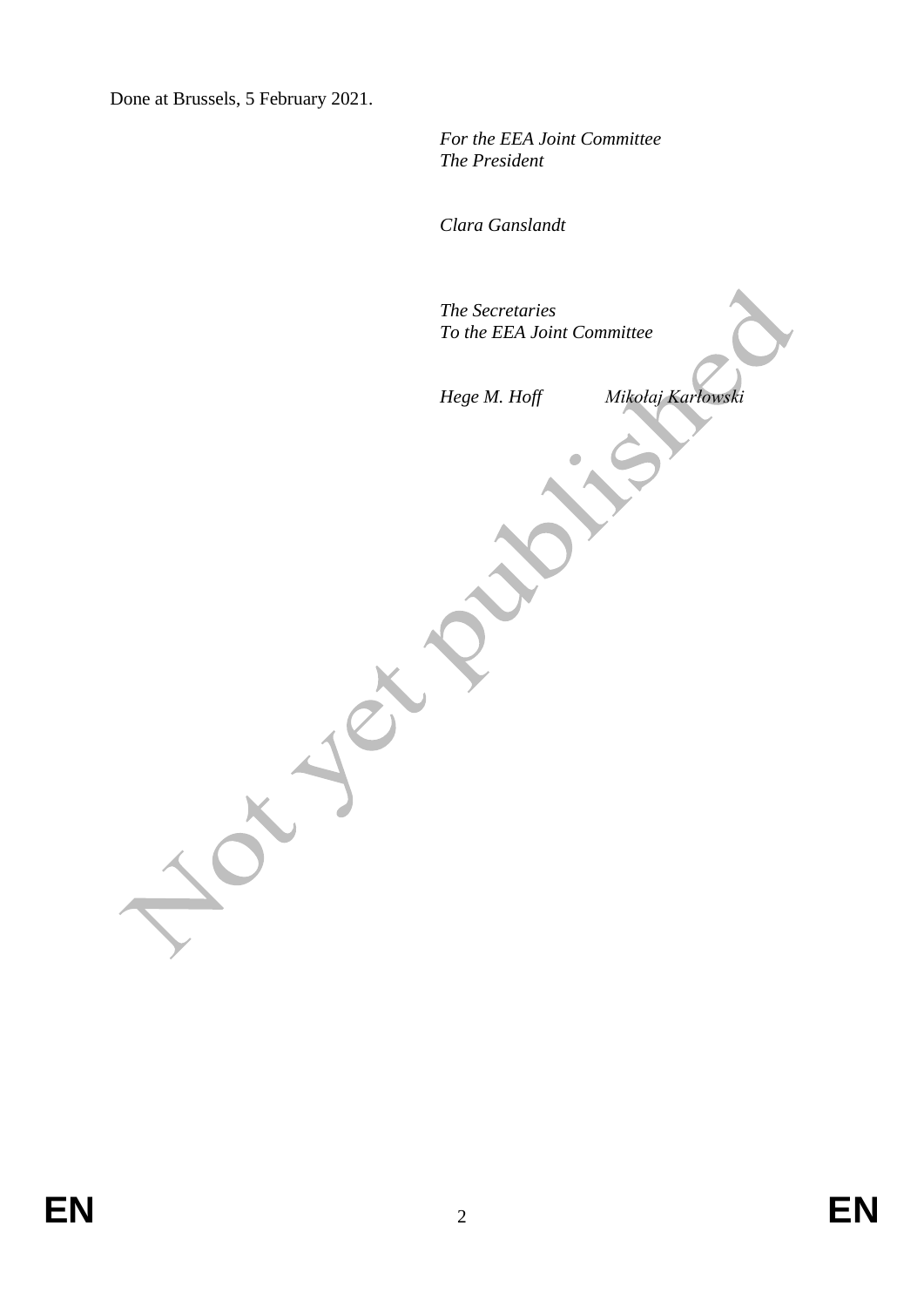Done at Brussels, 5 February 2021.

*For the EEA Joint Committee*
*The President*

*Clara Ganslandt*

*The Secretaries*
*To the EEA Joint Committee*

*Hege M. Hoff* *Mikołaj Karłowski*

Not yet published